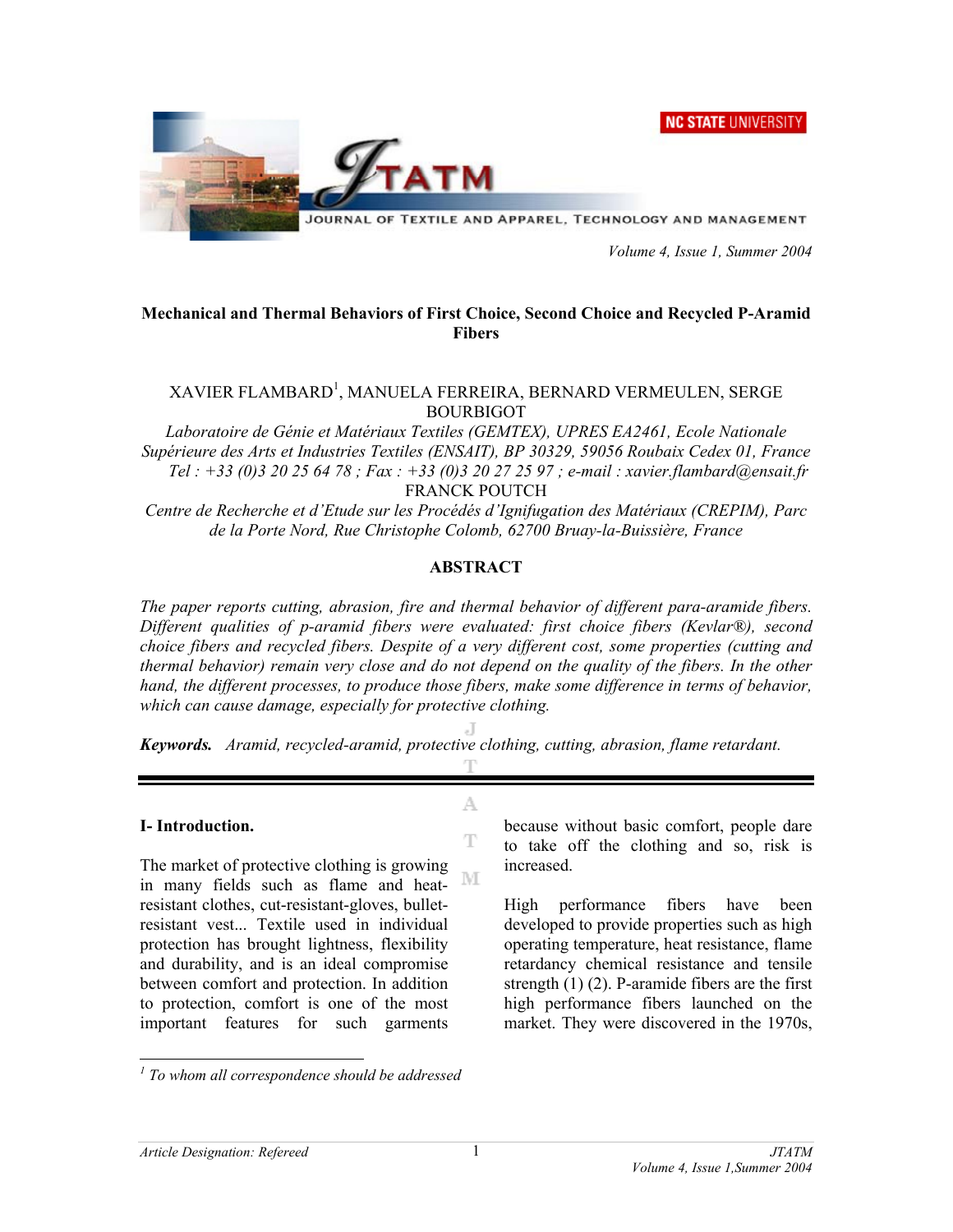# Mechanical and Thermal Behaviors of First Choice, Second Choice and Recycled P-Aramid Fibers

XAVIER FLAMBARD[1], MANUELA FERREIRA, BERNARD VERMEULEN, SERGE BOURBIGOT

*Laboratoire de Génie et Matériaux Textiles (GEMTEX), UPRES EA2461, Ecole Nationale Supérieure des Arts et Industries Textiles (ENSAIT), BP 30329, 59056 Roubaix Cedex 01, France*
*Tel : +33 (0)3 20 25 64 78 ; Fax : +33 (0)3 20 27 25 97 ; e-mail : xavier.flambard@ensait.fr*

FRANCK POUTCH

*Centre de Recherche et d'Etude sur les Procédés d'Ignifugation des Matériaux (CREPIM), Parc de la Porte Nord, Rue Christophe Colomb, 62700 Bruay-la-Buissière, France*

## ABSTRACT

*The paper reports cutting, abrasion, fire and thermal behavior of different para-aramide fibers. Different qualities of p-aramid fibers were evaluated: first choice fibers (Kevlar®), second choice fibers and recycled fibers. Despite of a very different cost, some properties (cutting and thermal behavior) remain very close and do not depend on the quality of the fibers. In the other hand, the different processes, to produce those fibers, make some difference in terms of behavior, which can cause damage, especially for protective clothing.*

***Keywords.*** *Aramid, recycled-aramid, protective clothing, cutting, abrasion, flame retardant.*

## I- Introduction.

The market of protective clothing is growing in many fields such as flame and heat-resistant clothes, cut-resistant-gloves, bullet-resistant vest... Textile used in individual protection has brought lightness, flexibility and durability, and is an ideal compromise between comfort and protection. In addition to protection, comfort is one of the most important features for such garments because without basic comfort, people dare to take off the clothing and so, risk is increased.

High performance fibers have been developed to provide properties such as high operating temperature, heat resistance, flame retardancy chemical resistance and tensile strength (1) (2). P-aramide fibers are the first high performance fibers launched on the market. They were discovered in the 1970s,

[1] *To whom all correspondence should be addressed*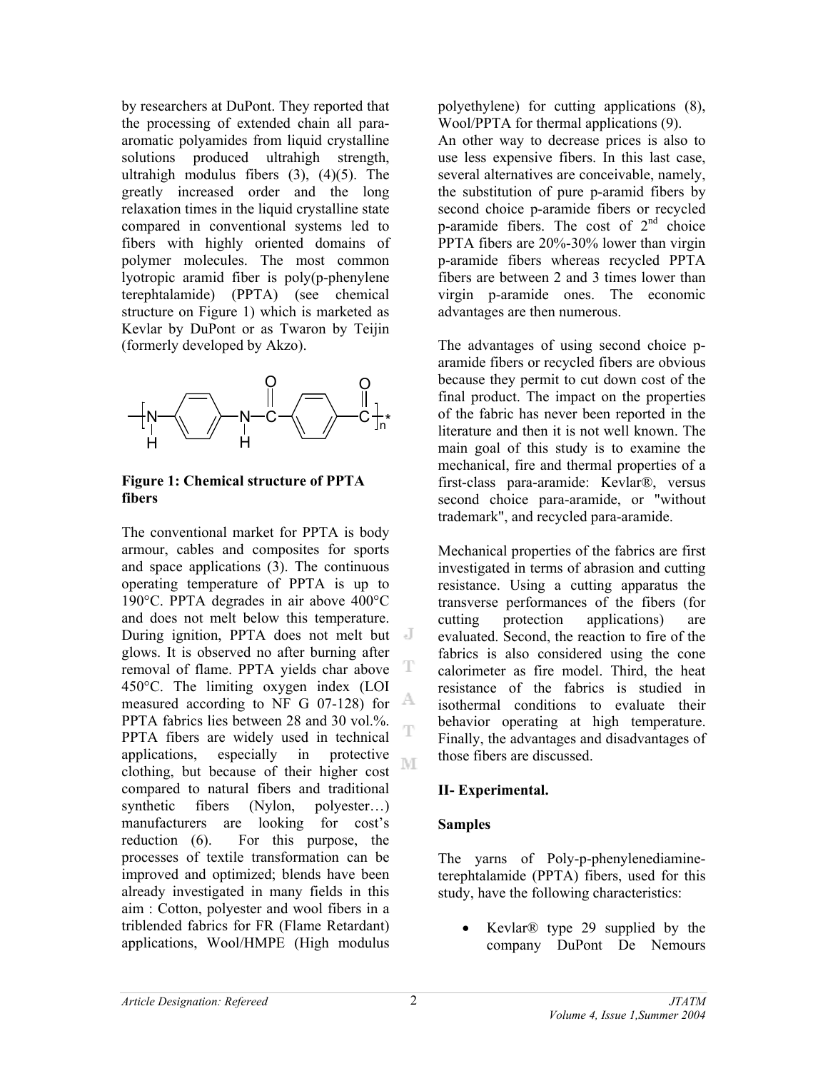by researchers at DuPont. They reported that the processing of extended chain all para-aromatic polyamides from liquid crystalline solutions produced ultrahigh strength, ultrahigh modulus fibers (3), (4)(5). The greatly increased order and the long relaxation times in the liquid crystalline state compared in conventional systems led to fibers with highly oriented domains of polymer molecules. The most common lyotropic aramid fiber is poly(p-phenylene terephtalamide) (PPTA) (see chemical structure on Figure 1) which is marketed as Kevlar by DuPont or as Twaron by Teijin (formerly developed by Akzo).

**Figure 1: Chemical structure of PPTA fibers**

The conventional market for PPTA is body armour, cables and composites for sports and space applications (3). The continuous operating temperature of PPTA is up to 190°C. PPTA degrades in air above 400°C and does not melt below this temperature. During ignition, PPTA does not melt but glows. It is observed no after burning after removal of flame. PPTA yields char above 450°C. The limiting oxygen index (LOI measured according to NF G 07-128) for PPTA fabrics lies between 28 and 30 vol.%. PPTA fibers are widely used in technical applications, especially in protective clothing, but because of their higher cost compared to natural fibers and traditional synthetic fibers (Nylon, polyester…) manufacturers are looking for cost's reduction (6). For this purpose, the processes of textile transformation can be improved and optimized; blends have been already investigated in many fields in this aim : Cotton, polyester and wool fibers in a triblended fabrics for FR (Flame Retardant) applications, Wool/HMPE (High modulus polyethylene) for cutting applications (8), Wool/PPTA for thermal applications (9).

An other way to decrease prices is also to use less expensive fibers. In this last case, several alternatives are conceivable, namely, the substitution of pure p-aramid fibers by second choice p-aramide fibers or recycled p-aramide fibers. The cost of 2nd choice PPTA fibers are 20%-30% lower than virgin p-aramide fibers whereas recycled PPTA fibers are between 2 and 3 times lower than virgin p-aramide ones. The economic advantages are then numerous.

The advantages of using second choice p-aramide fibers or recycled fibers are obvious because they permit to cut down cost of the final product. The impact on the properties of the fabric has never been reported in the literature and then it is not well known. The main goal of this study is to examine the mechanical, fire and thermal properties of a first-class para-aramide: Kevlar®, versus second choice para-aramide, or "without trademark", and recycled para-aramide.

Mechanical properties of the fabrics are first investigated in terms of abrasion and cutting resistance. Using a cutting apparatus the transverse performances of the fibers (for cutting protection applications) are evaluated. Second, the reaction to fire of the fabrics is also considered using the cone calorimeter as fire model. Third, the heat resistance of the fabrics is studied in isothermal conditions to evaluate their behavior operating at high temperature. Finally, the advantages and disadvantages of those fibers are discussed.

## II- Experimental.

### Samples

The yarns of Poly-p-phenylenediamine-terephtalamide (PPTA) fibers, used for this study, have the following characteristics:

- Kevlar® type 29 supplied by the company DuPont De Nemours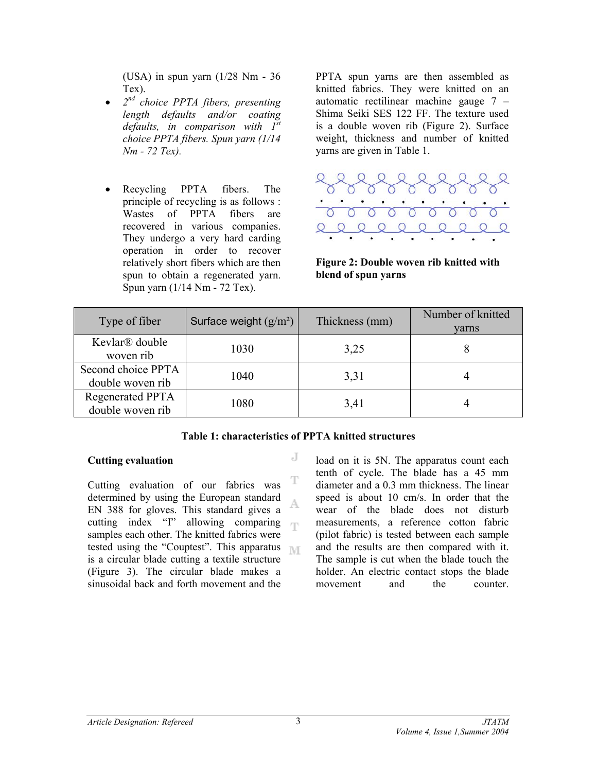(USA) in spun yarn (1/28 Nm - 36 Tex).

- *2nd choice PPTA fibers, presenting length defaults and/or coating defaults, in comparison with 1st choice PPTA fibers. Spun yarn (1/14 Nm - 72 Tex).*

- Recycling PPTA fibers. The principle of recycling is as follows : Wastes of PPTA fibers are recovered in various companies. They undergo a very hard carding operation in order to recover relatively short fibers which are then spun to obtain a regenerated yarn. Spun yarn (1/14 Nm - 72 Tex).

PPTA spun yarns are then assembled as knitted fabrics. They were knitted on an automatic rectilinear machine gauge 7 – Shima Seiki SES 122 FF. The texture used is a double woven rib (Figure 2). Surface weight, thickness and number of knitted yarns are given in Table 1.

**Figure 2: Double woven rib knitted with blend of spun yarns**

| Type of fiber | Surface weight (g/m²) | Thickness (mm) | Number of knitted yarns |
|---|---|---|---|
| Kevlar® double woven rib | 1030 | 3,25 | 8 |
| Second choice PPTA double woven rib | 1040 | 3,31 | 4 |
| Regenerated PPTA double woven rib | 1080 | 3,41 | 4 |

**Table 1: characteristics of PPTA knitted structures**

**Cutting evaluation**

Cutting evaluation of our fabrics was determined by using the European standard EN 388 for gloves. This standard gives a cutting index "I" allowing comparing samples each other. The knitted fabrics were tested using the "Couptest". This apparatus is a circular blade cutting a textile structure (Figure 3). The circular blade makes a sinusoidal back and forth movement and the load on it is 5N. The apparatus count each tenth of cycle. The blade has a 45 mm diameter and a 0.3 mm thickness. The linear speed is about 10 cm/s. In order that the wear of the blade does not disturb measurements, a reference cotton fabric (pilot fabric) is tested between each sample and the results are then compared with it. The sample is cut when the blade touch the holder. An electric contact stops the blade movement and the counter.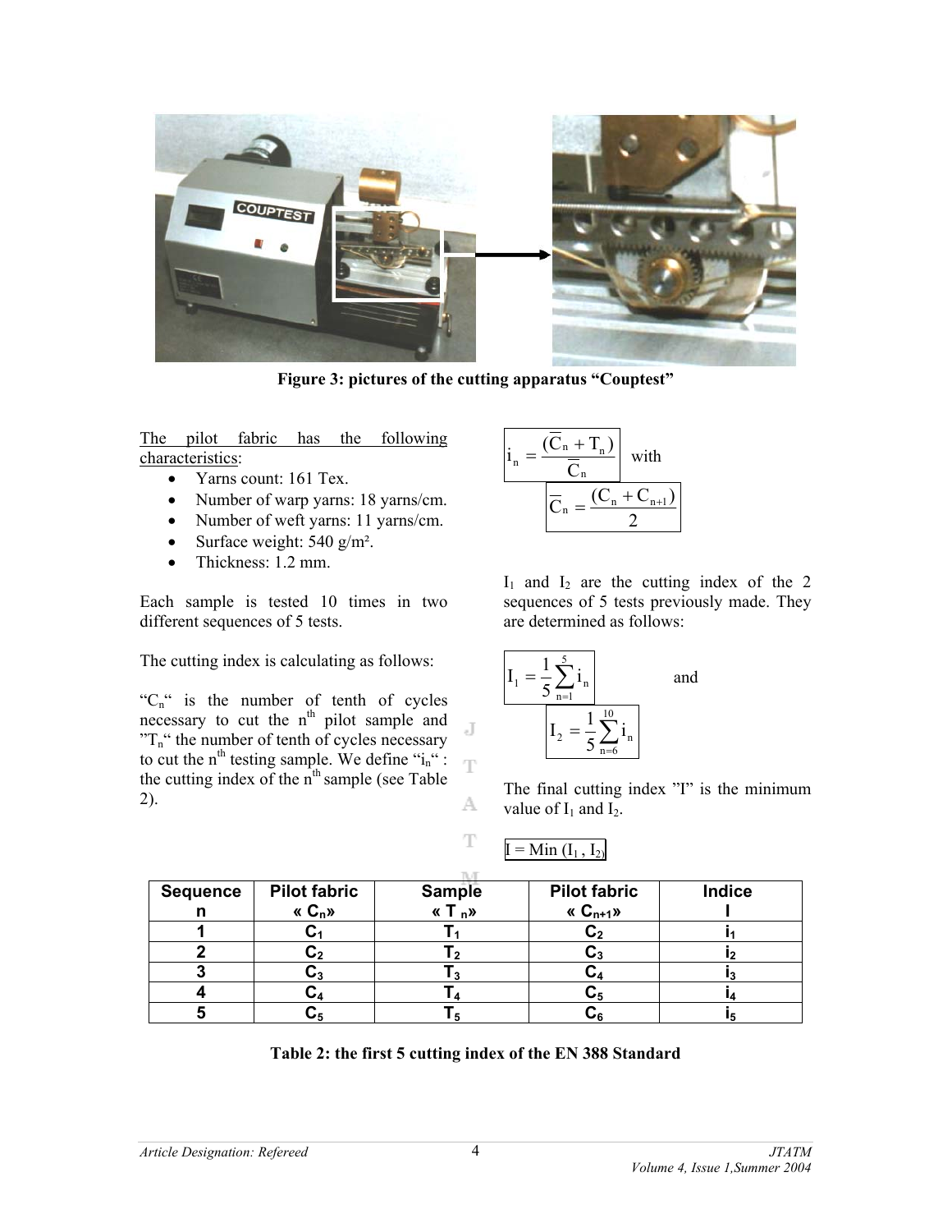Figure 3: pictures of the cutting apparatus "Couptest"

<u>The pilot fabric has the following characteristics</u>:

- Yarns count: 161 Tex.
- Number of warp yarns: 18 yarns/cm.
- Number of weft yarns: 11 yarns/cm.
- Surface weight: 540 g/m².
- Thickness: 1.2 mm.

Each sample is tested 10 times in two different sequences of 5 tests.

The cutting index is calculating as follows:

"$C_n$" is the number of tenth of cycles necessary to cut the $n^{th}$ pilot sample and "$T_n$" the number of tenth of cycles necessary to cut the $n^{th}$ testing sample. We define "$i_n$" : the cutting index of the $n^{th}$ sample (see Table 2).

$$i_n = \frac{(\overline{C}_n + T_n)}{\overline{C}_n} \quad \text{with} \quad \overline{C}_n = \frac{(C_n + C_{n+1})}{2}$$

$I_1$ and $I_2$ are the cutting index of the 2 sequences of 5 tests previously made. They are determined as follows:

$$I_1 = \frac{1}{5}\sum_{n=1}^{5} i_n \quad \text{and} \quad I_2 = \frac{1}{5}\sum_{n=6}^{10} i_n$$

The final cutting index "I" is the minimum value of $I_1$ and $I_2$.

$$I = \mathrm{Min}\,(I_1 , I_2)$$

| Sequence n | Pilot fabric « $C_n$» | Sample « $T_n$» | Pilot fabric « $C_{n+1}$» | Indice I |
|---|---|---|---|---|
| 1 | $C_1$ | $T_1$ | $C_2$ | $i_1$ |
| 2 | $C_2$ | $T_2$ | $C_3$ | $i_2$ |
| 3 | $C_3$ | $T_3$ | $C_4$ | $i_3$ |
| 4 | $C_4$ | $T_4$ | $C_5$ | $i_4$ |
| 5 | $C_5$ | $T_5$ | $C_6$ | $i_5$ |

Table 2: the first 5 cutting index of the EN 388 Standard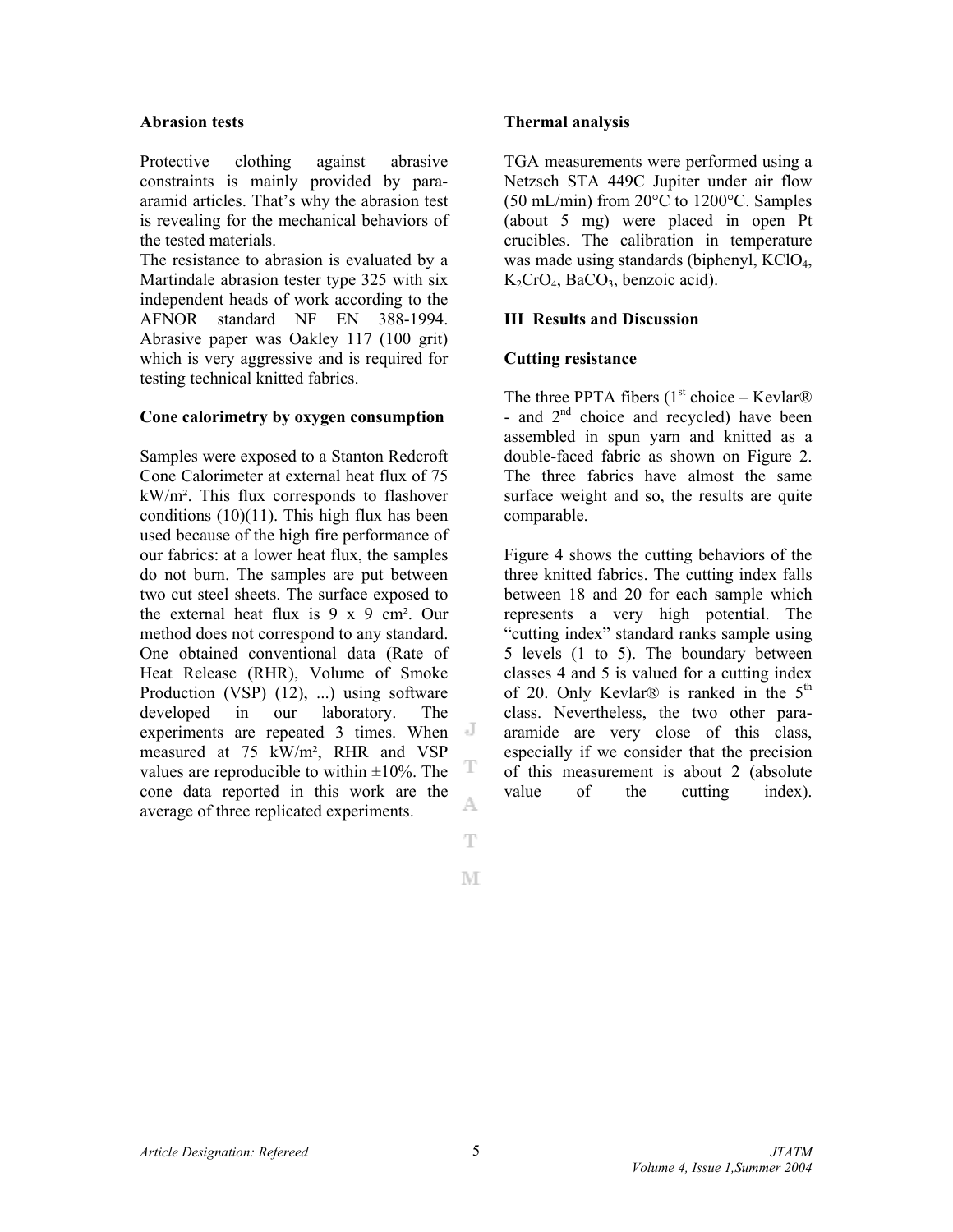**Abrasion tests**

Protective clothing against abrasive constraints is mainly provided by para-aramid articles. That's why the abrasion test is revealing for the mechanical behaviors of the tested materials.

The resistance to abrasion is evaluated by a Martindale abrasion tester type 325 with six independent heads of work according to the AFNOR standard NF EN 388-1994. Abrasive paper was Oakley 117 (100 grit) which is very aggressive and is required for testing technical knitted fabrics.

**Cone calorimetry by oxygen consumption**

Samples were exposed to a Stanton Redcroft Cone Calorimeter at external heat flux of 75 kW/m². This flux corresponds to flashover conditions (10)(11). This high flux has been used because of the high fire performance of our fabrics: at a lower heat flux, the samples do not burn. The samples are put between two cut steel sheets. The surface exposed to the external heat flux is 9 x 9 cm². Our method does not correspond to any standard. One obtained conventional data (Rate of Heat Release (RHR), Volume of Smoke Production (VSP) (12), ...) using software developed in our laboratory. The experiments are repeated 3 times. When measured at 75 kW/m², RHR and VSP values are reproducible to within ±10%. The cone data reported in this work are the average of three replicated experiments.

**Thermal analysis**

TGA measurements were performed using a Netzsch STA 449C Jupiter under air flow (50 mL/min) from 20°C to 1200°C. Samples (about 5 mg) were placed in open Pt crucibles. The calibration in temperature was made using standards (biphenyl, $KClO_4$, $K_2CrO_4$, $BaCO_3$, benzoic acid).

## III Results and Discussion

**Cutting resistance**

The three PPTA fibers (1st choice – Kevlar® - and 2nd choice and recycled) have been assembled in spun yarn and knitted as a double-faced fabric as shown on Figure 2. The three fabrics have almost the same surface weight and so, the results are quite comparable.

Figure 4 shows the cutting behaviors of the three knitted fabrics. The cutting index falls between 18 and 20 for each sample which represents a very high potential. The "cutting index" standard ranks sample using 5 levels (1 to 5). The boundary between classes 4 and 5 is valued for a cutting index of 20. Only Kevlar® is ranked in the 5th class. Nevertheless, the two other para-aramide are very close of this class, especially if we consider that the precision of this measurement is about 2 (absolute value of the cutting index).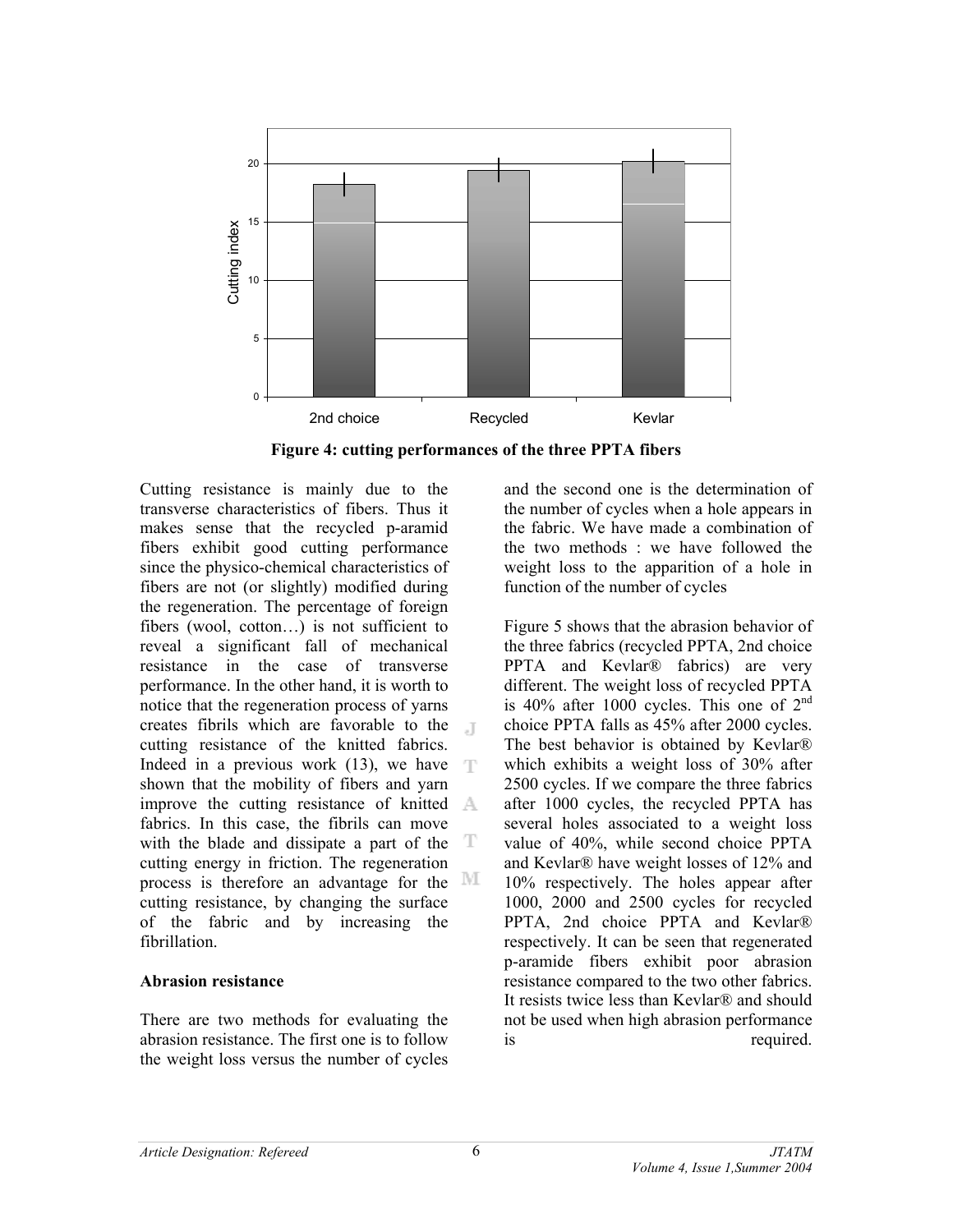Figure 4: cutting performances of the three PPTA fibers

Cutting resistance is mainly due to the transverse characteristics of fibers. Thus it makes sense that the recycled p-aramid fibers exhibit good cutting performance since the physico-chemical characteristics of fibers are not (or slightly) modified during the regeneration. The percentage of foreign fibers (wool, cotton…) is not sufficient to reveal a significant fall of mechanical resistance in the case of transverse performance. In the other hand, it is worth to notice that the regeneration process of yarns creates fibrils which are favorable to the cutting resistance of the knitted fabrics. Indeed in a previous work (13), we have shown that the mobility of fibers and yarn improve the cutting resistance of knitted fabrics. In this case, the fibrils can move with the blade and dissipate a part of the cutting energy in friction. The regeneration process is therefore an advantage for the cutting resistance, by changing the surface of the fabric and by increasing the fibrillation.

**Abrasion resistance**

There are two methods for evaluating the abrasion resistance. The first one is to follow the weight loss versus the number of cycles and the second one is the determination of the number of cycles when a hole appears in the fabric. We have made a combination of the two methods : we have followed the weight loss to the apparition of a hole in function of the number of cycles

Figure 5 shows that the abrasion behavior of the three fabrics (recycled PPTA, 2nd choice PPTA and Kevlar® fabrics) are very different. The weight loss of recycled PPTA is 40% after 1000 cycles. This one of 2nd choice PPTA falls as 45% after 2000 cycles. The best behavior is obtained by Kevlar® which exhibits a weight loss of 30% after 2500 cycles. If we compare the three fabrics after 1000 cycles, the recycled PPTA has several holes associated to a weight loss value of 40%, while second choice PPTA and Kevlar® have weight losses of 12% and 10% respectively. The holes appear after 1000, 2000 and 2500 cycles for recycled PPTA, 2nd choice PPTA and Kevlar® respectively. It can be seen that regenerated p-aramide fibers exhibit poor abrasion resistance compared to the two other fabrics. It resists twice less than Kevlar® and should not be used when high abrasion performance is required.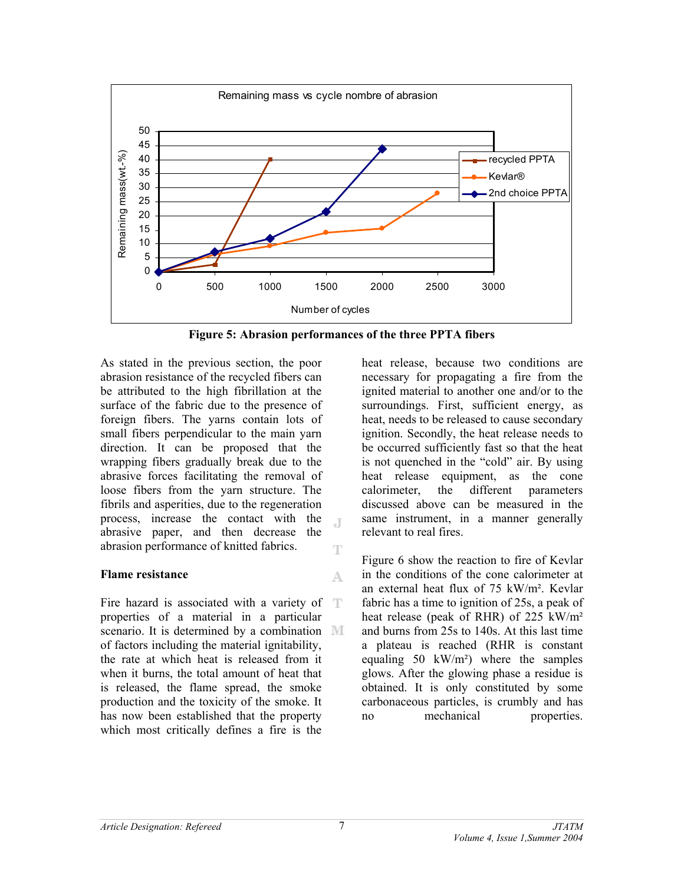Figure 5: Abrasion performances of the three PPTA fibers

As stated in the previous section, the poor abrasion resistance of the recycled fibers can be attributed to the high fibrillation at the surface of the fabric due to the presence of foreign fibers. The yarns contain lots of small fibers perpendicular to the main yarn direction. It can be proposed that the wrapping fibers gradually break due to the abrasive forces facilitating the removal of loose fibers from the yarn structure. The fibrils and asperities, due to the regeneration process, increase the contact with the abrasive paper, and then decrease the abrasion performance of knitted fabrics.

**Flame resistance**

Fire hazard is associated with a variety of properties of a material in a particular scenario. It is determined by a combination of factors including the material ignitability, the rate at which heat is released from it when it burns, the total amount of heat that is released, the flame spread, the smoke production and the toxicity of the smoke. It has now been established that the property which most critically defines a fire is the heat release, because two conditions are necessary for propagating a fire from the ignited material to another one and/or to the surroundings. First, sufficient energy, as heat, needs to be released to cause secondary ignition. Secondly, the heat release needs to be occurred sufficiently fast so that the heat is not quenched in the "cold" air. By using heat release equipment, as the cone calorimeter, the different parameters discussed above can be measured in the same instrument, in a manner generally relevant to real fires.

Figure 6 show the reaction to fire of Kevlar in the conditions of the cone calorimeter at an external heat flux of 75 kW/m². Kevlar fabric has a time to ignition of 25s, a peak of heat release (peak of RHR) of 225 kW/m² and burns from 25s to 140s. At this last time a plateau is reached (RHR is constant equaling 50 kW/m²) where the samples glows. After the glowing phase a residue is obtained. It is only constituted by some carbonaceous particles, is crumbly and has no mechanical properties.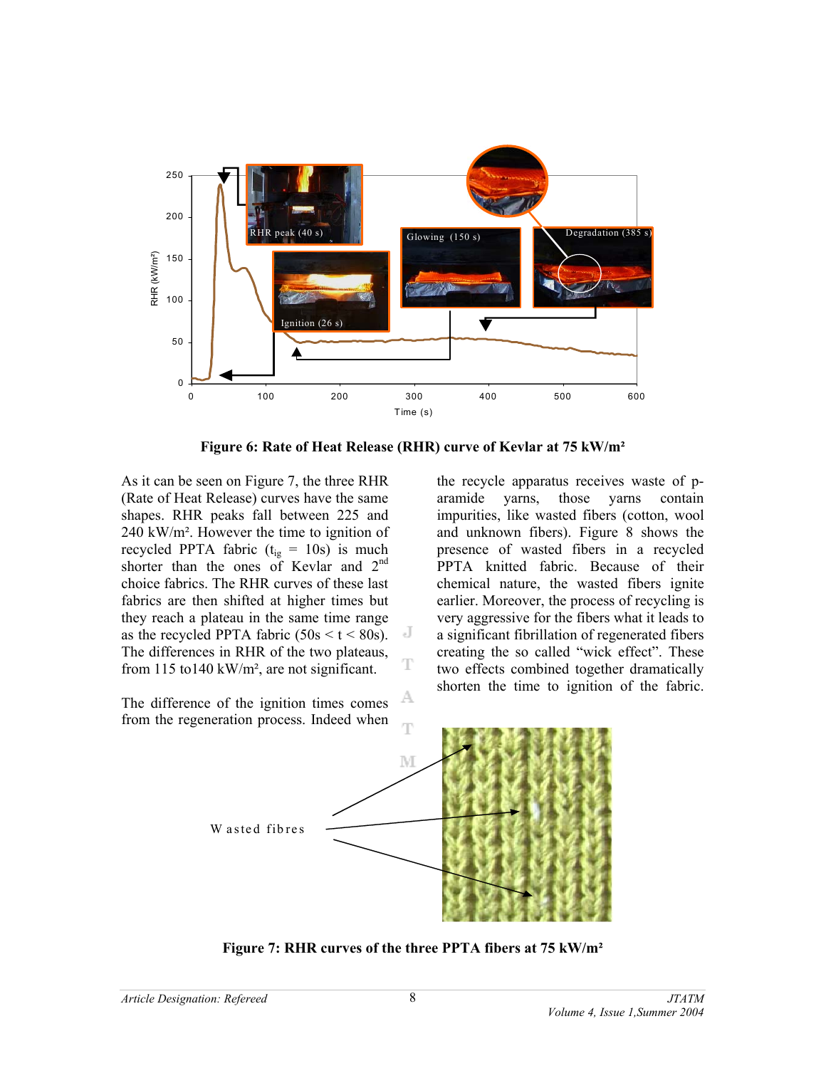Figure 6: Rate of Heat Release (RHR) curve of Kevlar at 75 kW/m²

As it can be seen on Figure 7, the three RHR (Rate of Heat Release) curves have the same shapes. RHR peaks fall between 225 and 240 kW/m². However the time to ignition of recycled PPTA fabric ($t_{ig}$ = 10s) is much shorter than the ones of Kevlar and 2nd choice fabrics. The RHR curves of these last fabrics are then shifted at higher times but they reach a plateau in the same time range as the recycled PPTA fabric (50s < t < 80s). The differences in RHR of the two plateaus, from 115 to140 kW/m², are not significant.

The difference of the ignition times comes from the regeneration process. Indeed when the recycle apparatus receives waste of p-aramide yarns, those yarns contain impurities, like wasted fibers (cotton, wool and unknown fibers). Figure 8 shows the presence of wasted fibers in a recycled PPTA knitted fabric. Because of their chemical nature, the wasted fibers ignite earlier. Moreover, the process of recycling is very aggressive for the fibers what it leads to a significant fibrillation of regenerated fibers creating the so called "wick effect". These two effects combined together dramatically shorten the time to ignition of the fabric.

Figure 7: RHR curves of the three PPTA fibers at 75 kW/m²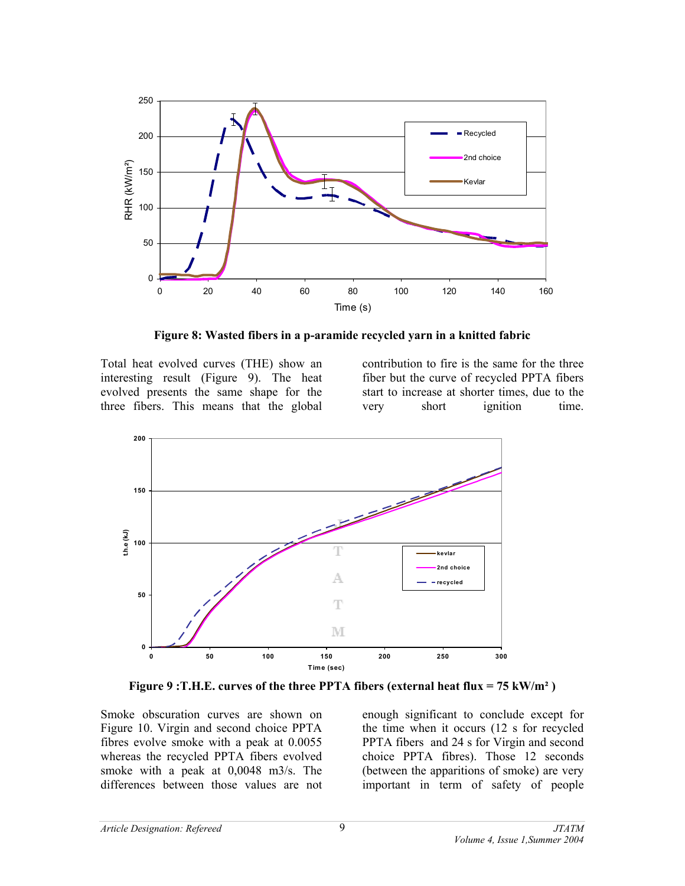Figure 8: Wasted fibers in a p-aramide recycled yarn in a knitted fabric

Total heat evolved curves (THE) show an interesting result (Figure 9). The heat evolved presents the same shape for the three fibers. This means that the global contribution to fire is the same for the three fiber but the curve of recycled PPTA fibers start to increase at shorter times, due to the very short ignition time.

Figure 9 :T.H.E. curves of the three PPTA fibers (external heat flux = 75 kW/m² )

Smoke obscuration curves are shown on Figure 10. Virgin and second choice PPTA fibres evolve smoke with a peak at 0.0055 whereas the recycled PPTA fibers evolved smoke with a peak at 0,0048 m3/s. The differences between those values are not enough significant to conclude except for the time when it occurs (12 s for recycled PPTA fibers and 24 s for Virgin and second choice PPTA fibres). Those 12 seconds (between the apparitions of smoke) are very important in term of safety of people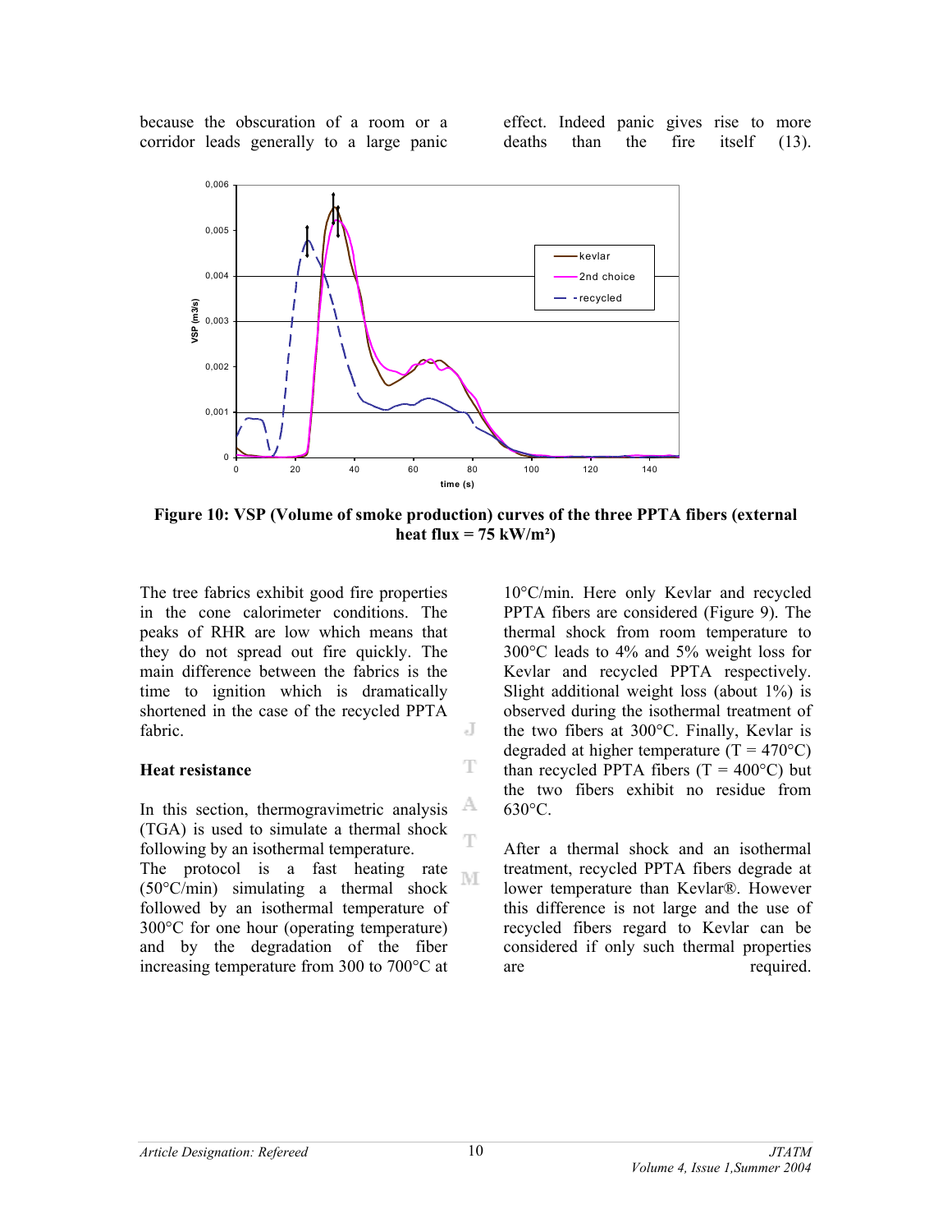because the obscuration of a room or a corridor leads generally to a large panic effect. Indeed panic gives rise to more deaths than the fire itself (13).

**Figure 10: VSP (Volume of smoke production) curves of the three PPTA fibers (external heat flux = 75 kW/m²)**

The tree fabrics exhibit good fire properties in the cone calorimeter conditions. The peaks of RHR are low which means that they do not spread out fire quickly. The main difference between the fabrics is the time to ignition which is dramatically shortened in the case of the recycled PPTA fabric.

### Heat resistance

In this section, thermogravimetric analysis (TGA) is used to simulate a thermal shock following by an isothermal temperature.
The protocol is a fast heating rate (50°C/min) simulating a thermal shock followed by an isothermal temperature of 300°C for one hour (operating temperature) and by the degradation of the fiber increasing temperature from 300 to 700°C at 10°C/min. Here only Kevlar and recycled PPTA fibers are considered (Figure 9). The thermal shock from room temperature to 300°C leads to 4% and 5% weight loss for Kevlar and recycled PPTA respectively. Slight additional weight loss (about 1%) is observed during the isothermal treatment of the two fibers at 300°C. Finally, Kevlar is degraded at higher temperature (T = 470°C) than recycled PPTA fibers (T = 400°C) but the two fibers exhibit no residue from 630°C.

After a thermal shock and an isothermal treatment, recycled PPTA fibers degrade at lower temperature than Kevlar®. However this difference is not large and the use of recycled fibers regard to Kevlar can be considered if only such thermal properties are required.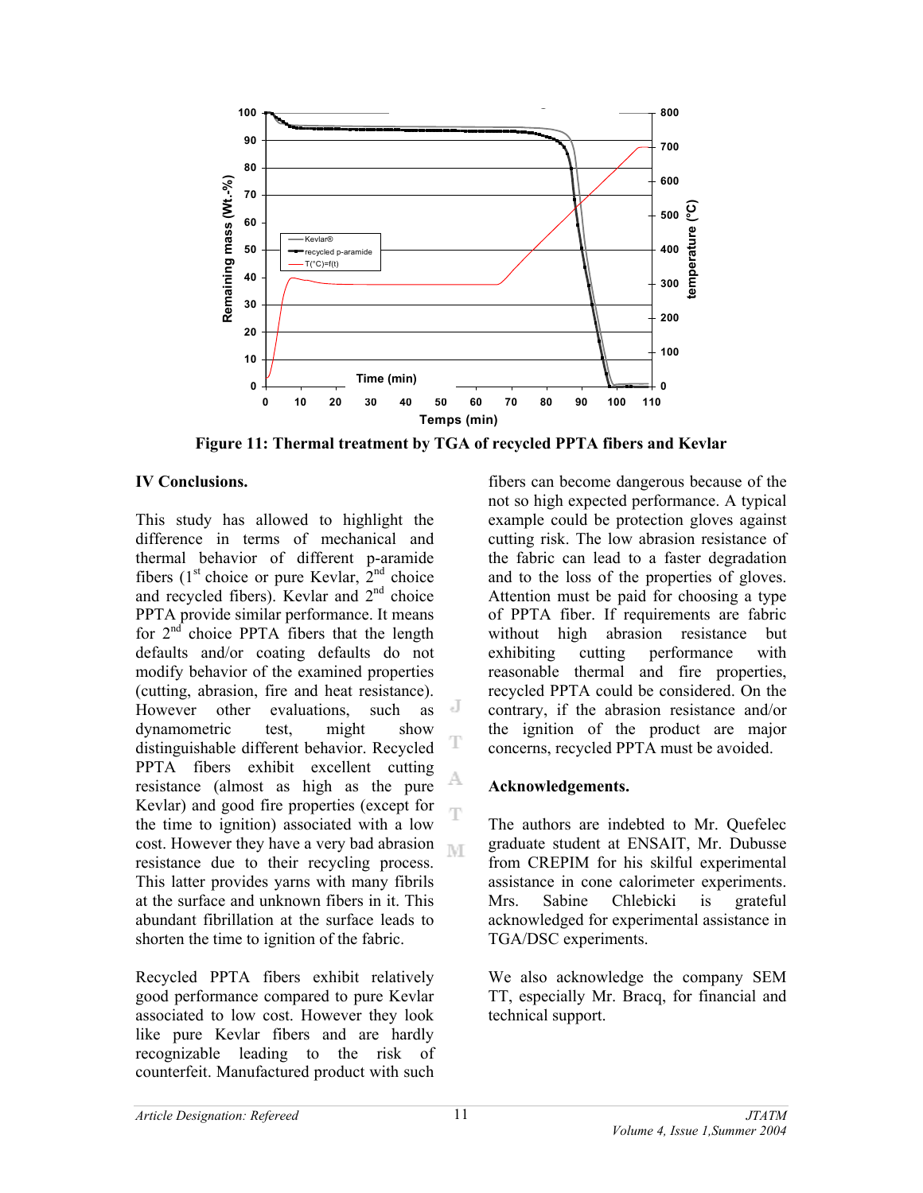Figure 11: Thermal treatment by TGA of recycled PPTA fibers and Kevlar

## IV Conclusions.

This study has allowed to highlight the difference in terms of mechanical and thermal behavior of different p-aramide fibers (1st choice or pure Kevlar, 2nd choice and recycled fibers). Kevlar and 2nd choice PPTA provide similar performance. It means for 2nd choice PPTA fibers that the length defaults and/or coating defaults do not modify behavior of the examined properties (cutting, abrasion, fire and heat resistance). However other evaluations, such as dynamometric test, might show distinguishable different behavior. Recycled PPTA fibers exhibit excellent cutting resistance (almost as high as the pure Kevlar) and good fire properties (except for the time to ignition) associated with a low cost. However they have a very bad abrasion resistance due to their recycling process. This latter provides yarns with many fibrils at the surface and unknown fibers in it. This abundant fibrillation at the surface leads to shorten the time to ignition of the fabric.

Recycled PPTA fibers exhibit relatively good performance compared to pure Kevlar associated to low cost. However they look like pure Kevlar fibers and are hardly recognizable leading to the risk of counterfeit. Manufactured product with such fibers can become dangerous because of the not so high expected performance. A typical example could be protection gloves against cutting risk. The low abrasion resistance of the fabric can lead to a faster degradation and to the loss of the properties of gloves. Attention must be paid for choosing a type of PPTA fiber. If requirements are fabric without high abrasion resistance but exhibiting cutting performance with reasonable thermal and fire properties, recycled PPTA could be considered. On the contrary, if the abrasion resistance and/or the ignition of the product are major concerns, recycled PPTA must be avoided.

## Acknowledgements.

The authors are indebted to Mr. Quefelec graduate student at ENSAIT, Mr. Dubusse from CREPIM for his skilful experimental assistance in cone calorimeter experiments. Mrs. Sabine Chlebicki is grateful acknowledged for experimental assistance in TGA/DSC experiments.

We also acknowledge the company SEM TT, especially Mr. Bracq, for financial and technical support.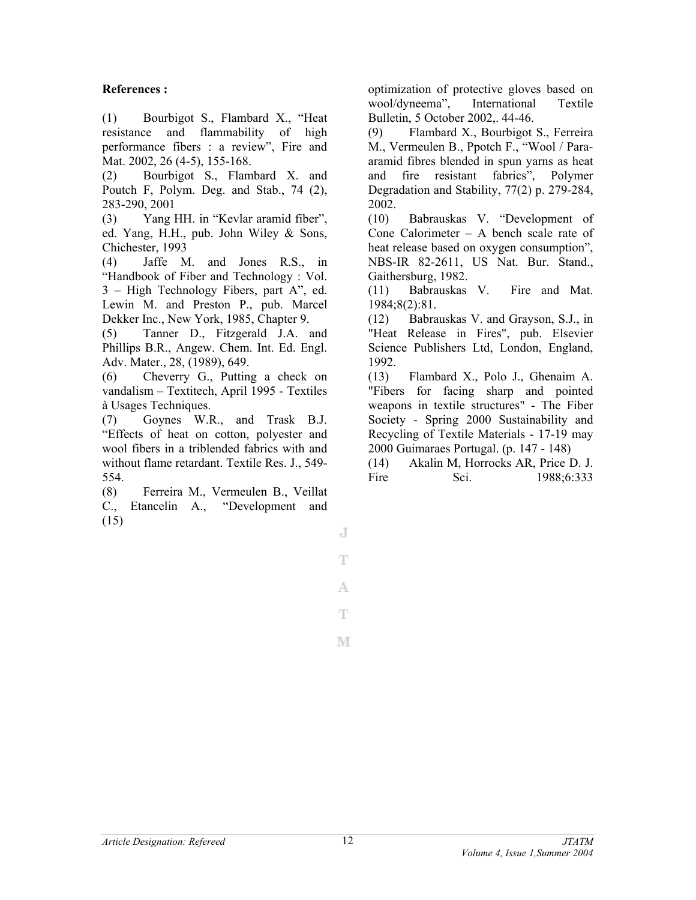**References :**

(1) Bourbigot S., Flambard X., "Heat resistance and flammability of high performance fibers : a review", Fire and Mat. 2002, 26 (4-5), 155-168.

(2) Bourbigot S., Flambard X. and Poutch F, Polym. Deg. and Stab., 74 (2), 283-290, 2001

(3) Yang HH. in "Kevlar aramid fiber", ed. Yang, H.H., pub. John Wiley & Sons, Chichester, 1993

(4) Jaffe M. and Jones R.S., in "Handbook of Fiber and Technology : Vol. 3 – High Technology Fibers, part A", ed. Lewin M. and Preston P., pub. Marcel Dekker Inc., New York, 1985, Chapter 9.

(5) Tanner D., Fitzgerald J.A. and Phillips B.R., Angew. Chem. Int. Ed. Engl. Adv. Mater., 28, (1989), 649.

(6) Cheverry G., Putting a check on vandalism – Textitech, April 1995 - Textiles à Usages Techniques.

(7) Goynes W.R., and Trask B.J. "Effects of heat on cotton, polyester and wool fibers in a triblended fabrics with and without flame retardant. Textile Res. J., 549-554.

(8) Ferreira M., Vermeulen B., Veillat C., Etancelin A., "Development and (15) optimization of protective gloves based on wool/dyneema", International Textile Bulletin, 5 October 2002,. 44-46.

(9) Flambard X., Bourbigot S., Ferreira M., Vermeulen B., Ppotch F., "Wool / Para-aramid fibres blended in spun yarns as heat and fire resistant fabrics", Polymer Degradation and Stability, 77(2) p. 279-284, 2002.

(10) Babrauskas V. "Development of Cone Calorimeter – A bench scale rate of heat release based on oxygen consumption", NBS-IR 82-2611, US Nat. Bur. Stand., Gaithersburg, 1982.

(11) Babrauskas V. Fire and Mat. 1984;8(2):81.

(12) Babrauskas V. and Grayson, S.J., in "Heat Release in Fires", pub. Elsevier Science Publishers Ltd, London, England, 1992.

(13) Flambard X., Polo J., Ghenaim A. "Fibers for facing sharp and pointed weapons in textile structures" - The Fiber Society - Spring 2000 Sustainability and Recycling of Textile Materials - 17-19 may 2000 Guimaraes Portugal. (p. 147 - 148)

(14) Akalin M, Horrocks AR, Price D. J. Fire Sci. 1988;6:333